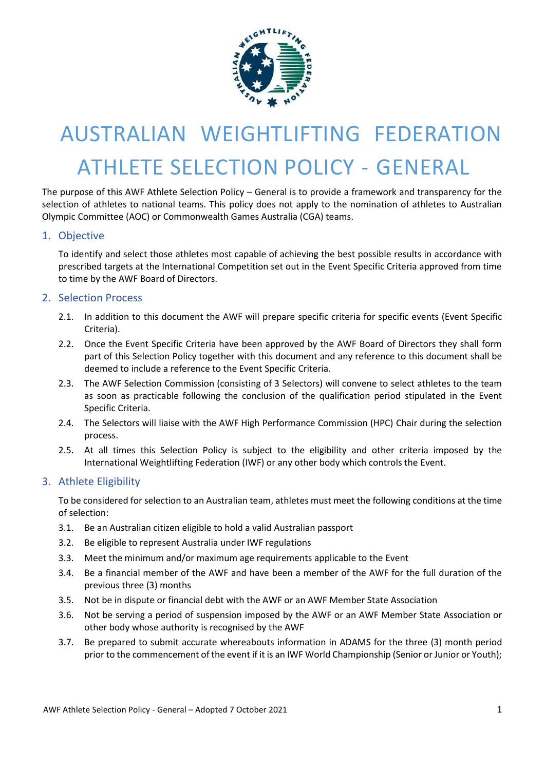# AUSTRALIAN WEIGHTLIFTING FEDERATION

# ATHLETE SELECTION POLICY - GENERAL

The purpose of this AWF Athlete Selection Policy – General is to provide a framework and transparency for the selection of athletes to national teams. This policy does not apply to the nomination of athletes to Australian Olympic Committee (AOC) or Commonwealth Games Australia (CGA) teams.

## 1. Objective

To identify and select those athletes most capable of achieving the best possible results in accordance with prescribed targets at the International Competition set out in the Event Specific Criteria approved from time to time by the AWF Board of Directors.

## 2. Selection Process

2.1. In addition to this document the AWF will prepare specific criteria for specific events (Event Specific Criteria).

2.2. Once the Event Specific Criteria have been approved by the AWF Board of Directors they shall form part of this Selection Policy together with this document and any reference to this document shall be deemed to include a reference to the Event Specific Criteria.

2.3. The AWF Selection Commission (consisting of 3 Selectors) will convene to select athletes to the team as soon as practicable following the conclusion of the qualification period stipulated in the Event Specific Criteria.

2.4. The Selectors will liaise with the AWF High Performance Commission (HPC) Chair during the selection process.

2.5. At all times this Selection Policy is subject to the eligibility and other criteria imposed by the International Weightlifting Federation (IWF) or any other body which controls the Event.

## 3. Athlete Eligibility

To be considered for selection to an Australian team, athletes must meet the following conditions at the time of selection:

3.1. Be an Australian citizen eligible to hold a valid Australian passport

3.2. Be eligible to represent Australia under IWF regulations

3.3. Meet the minimum and/or maximum age requirements applicable to the Event

3.4. Be a financial member of the AWF and have been a member of the AWF for the full duration of the previous three (3) months

3.5. Not be in dispute or financial debt with the AWF or an AWF Member State Association

3.6. Not be serving a period of suspension imposed by the AWF or an AWF Member State Association or other body whose authority is recognised by the AWF

3.7. Be prepared to submit accurate whereabouts information in ADAMS for the three (3) month period prior to the commencement of the event if it is an IWF World Championship (Senior or Junior or Youth);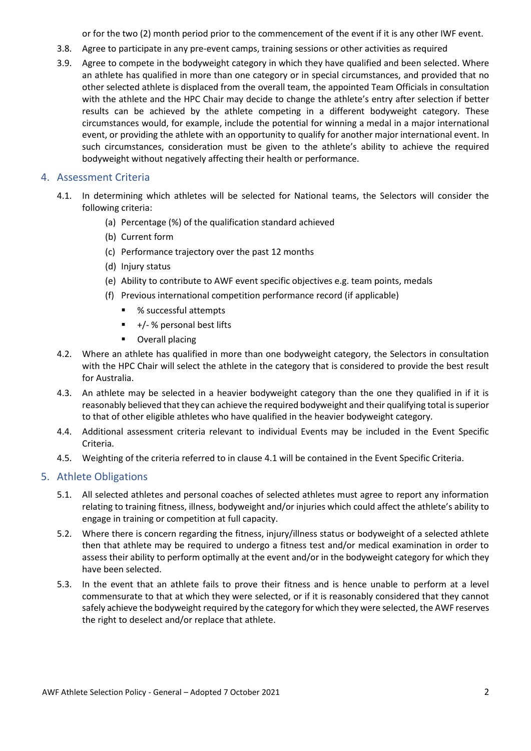or for the two (2) month period prior to the commencement of the event if it is any other IWF event.

3.8. Agree to participate in any pre-event camps, training sessions or other activities as required

3.9. Agree to compete in the bodyweight category in which they have qualified and been selected. Where an athlete has qualified in more than one category or in special circumstances, and provided that no other selected athlete is displaced from the overall team, the appointed Team Officials in consultation with the athlete and the HPC Chair may decide to change the athlete's entry after selection if better results can be achieved by the athlete competing in a different bodyweight category. These circumstances would, for example, include the potential for winning a medal in a major international event, or providing the athlete with an opportunity to qualify for another major international event. In such circumstances, consideration must be given to the athlete's ability to achieve the required bodyweight without negatively affecting their health or performance.

## 4. Assessment Criteria

4.1. In determining which athletes will be selected for National teams, the Selectors will consider the following criteria:

(a) Percentage (%) of the qualification standard achieved
(b) Current form
(c) Performance trajectory over the past 12 months
(d) Injury status
(e) Ability to contribute to AWF event specific objectives e.g. team points, medals
(f) Previous international competition performance record (if applicable)
- % successful attempts
- +/- % personal best lifts
- Overall placing

4.2. Where an athlete has qualified in more than one bodyweight category, the Selectors in consultation with the HPC Chair will select the athlete in the category that is considered to provide the best result for Australia.

4.3. An athlete may be selected in a heavier bodyweight category than the one they qualified in if it is reasonably believed that they can achieve the required bodyweight and their qualifying total is superior to that of other eligible athletes who have qualified in the heavier bodyweight category.

4.4. Additional assessment criteria relevant to individual Events may be included in the Event Specific Criteria.

4.5. Weighting of the criteria referred to in clause 4.1 will be contained in the Event Specific Criteria.

## 5. Athlete Obligations

5.1. All selected athletes and personal coaches of selected athletes must agree to report any information relating to training fitness, illness, bodyweight and/or injuries which could affect the athlete's ability to engage in training or competition at full capacity.

5.2. Where there is concern regarding the fitness, injury/illness status or bodyweight of a selected athlete then that athlete may be required to undergo a fitness test and/or medical examination in order to assess their ability to perform optimally at the event and/or in the bodyweight category for which they have been selected.

5.3. In the event that an athlete fails to prove their fitness and is hence unable to perform at a level commensurate to that at which they were selected, or if it is reasonably considered that they cannot safely achieve the bodyweight required by the category for which they were selected, the AWF reserves the right to deselect and/or replace that athlete.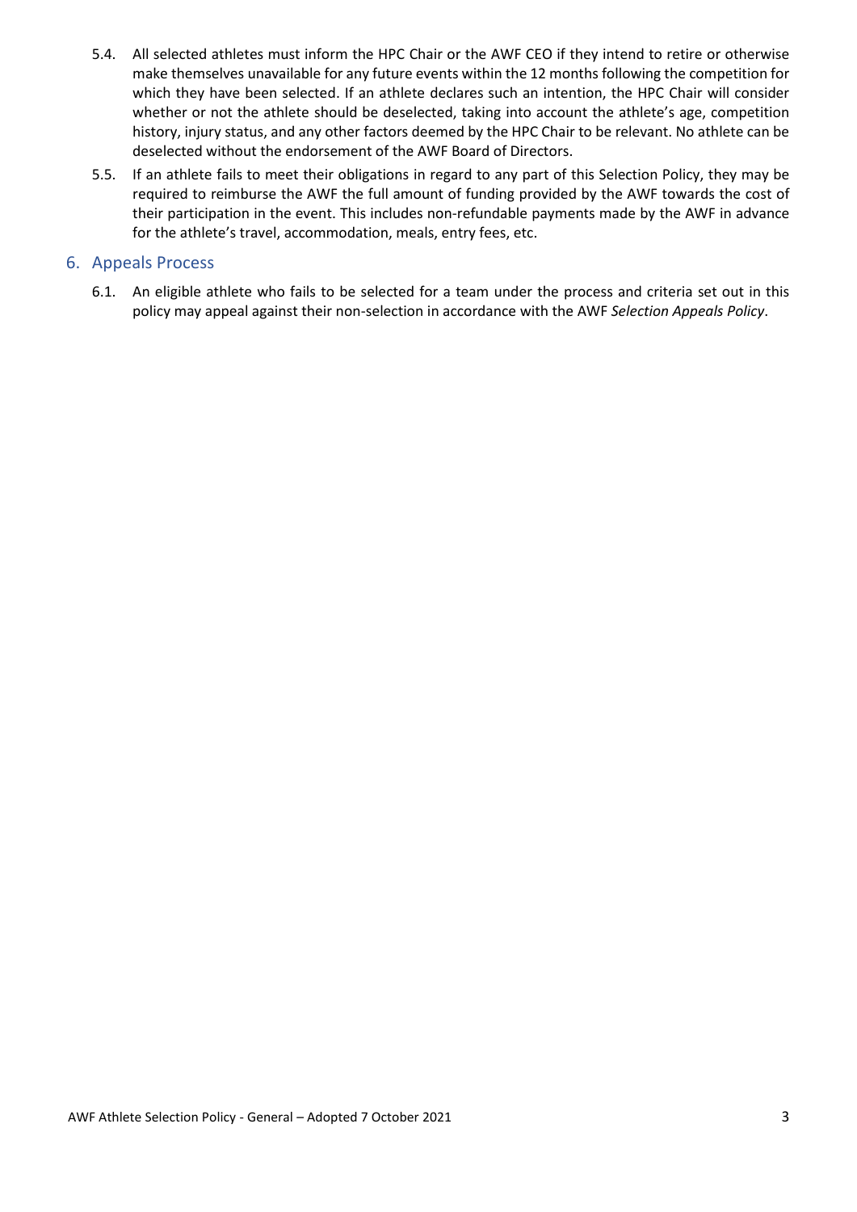5.4. All selected athletes must inform the HPC Chair or the AWF CEO if they intend to retire or otherwise make themselves unavailable for any future events within the 12 months following the competition for which they have been selected. If an athlete declares such an intention, the HPC Chair will consider whether or not the athlete should be deselected, taking into account the athlete's age, competition history, injury status, and any other factors deemed by the HPC Chair to be relevant. No athlete can be deselected without the endorsement of the AWF Board of Directors.

5.5. If an athlete fails to meet their obligations in regard to any part of this Selection Policy, they may be required to reimburse the AWF the full amount of funding provided by the AWF towards the cost of their participation in the event. This includes non-refundable payments made by the AWF in advance for the athlete's travel, accommodation, meals, entry fees, etc.

## 6. Appeals Process

6.1. An eligible athlete who fails to be selected for a team under the process and criteria set out in this policy may appeal against their non-selection in accordance with the AWF *Selection Appeals Policy*.